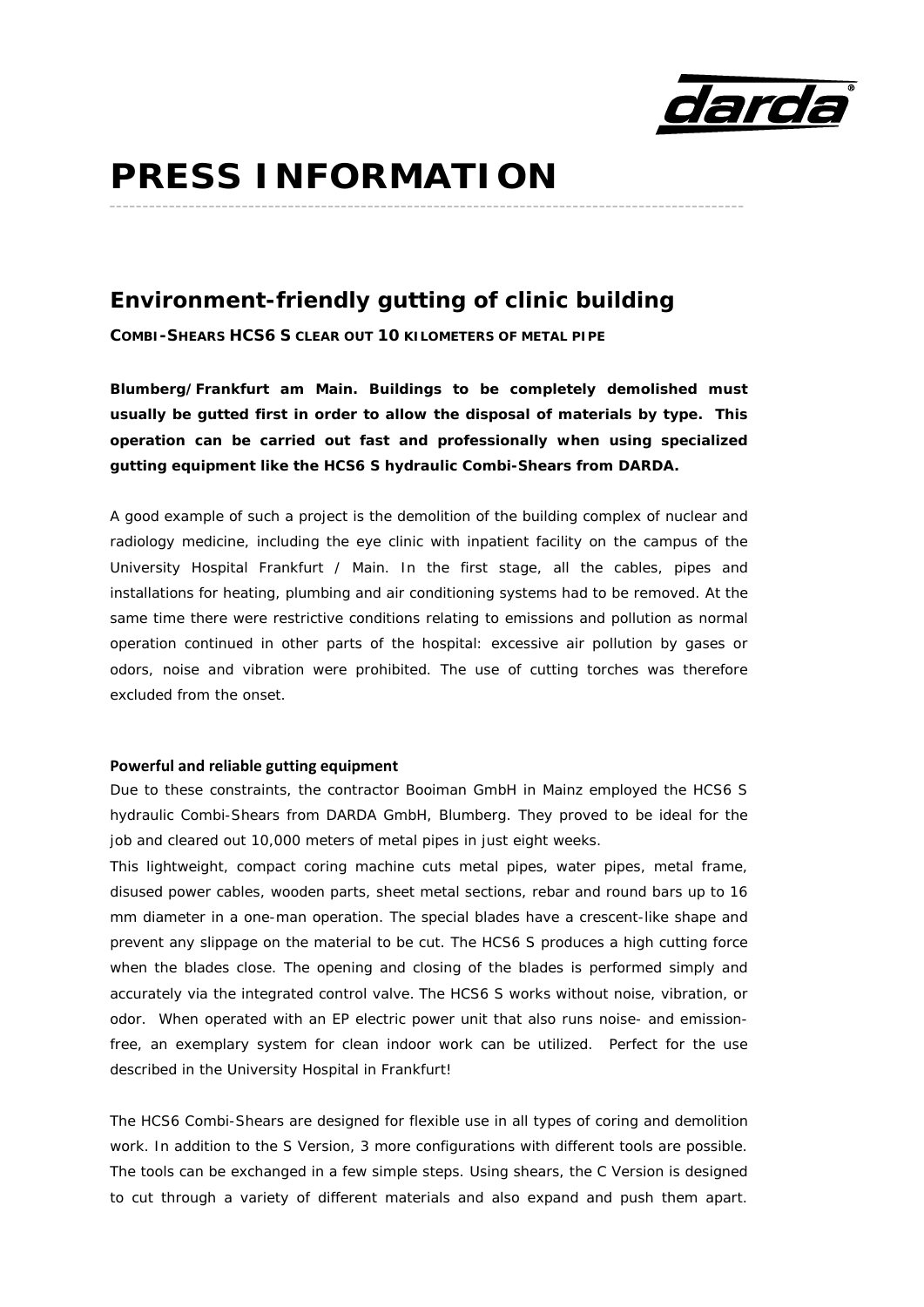# PRESS INFORMATION

## Environment-friendly gutting of clinic building

**COMBI-SHEARS HCS6 S CLEAR OUT 10 KILOMETERS OF METAL PIPE**

**Blumberg/Frankfurt am Main. Buildings to be completely demolished must usually be gutted first in order to allow the disposal of materials by type. This operation can be carried out fast and professionally when using specialized gutting equipment like the HCS6 S hydraulic Combi-Shears from DARDA.**

A good example of such a project is the demolition of the building complex of nuclear and radiology medicine, including the eye clinic with inpatient facility on the campus of the University Hospital Frankfurt / Main. In the first stage, all the cables, pipes and installations for heating, plumbing and air conditioning systems had to be removed. At the same time there were restrictive conditions relating to emissions and pollution as normal operation continued in other parts of the hospital: excessive air pollution by gases or odors, noise and vibration were prohibited. The use of cutting torches was therefore excluded from the onset.

### Powerful and reliable gutting equipment

Due to these constraints, the contractor Booiman GmbH in Mainz employed the HCS6 S hydraulic Combi-Shears from DARDA GmbH, Blumberg. They proved to be ideal for the job and cleared out 10,000 meters of metal pipes in just eight weeks.

This lightweight, compact coring machine cuts metal pipes, water pipes, metal frame, disused power cables, wooden parts, sheet metal sections, rebar and round bars up to 16 mm diameter in a one-man operation. The special blades have a crescent-like shape and prevent any slippage on the material to be cut. The HCS6 S produces a high cutting force when the blades close. The opening and closing of the blades is performed simply and accurately via the integrated control valve. The HCS6 S works without noise, vibration, or odor. When operated with an EP electric power unit that also runs noise- and emission-free, an exemplary system for clean indoor work can be utilized. Perfect for the use described in the University Hospital in Frankfurt!

The HCS6 Combi-Shears are designed for flexible use in all types of coring and demolition work. In addition to the S Version, 3 more configurations with different tools are possible. The tools can be exchanged in a few simple steps. Using shears, the C Version is designed to cut through a variety of different materials and also expand and push them apart.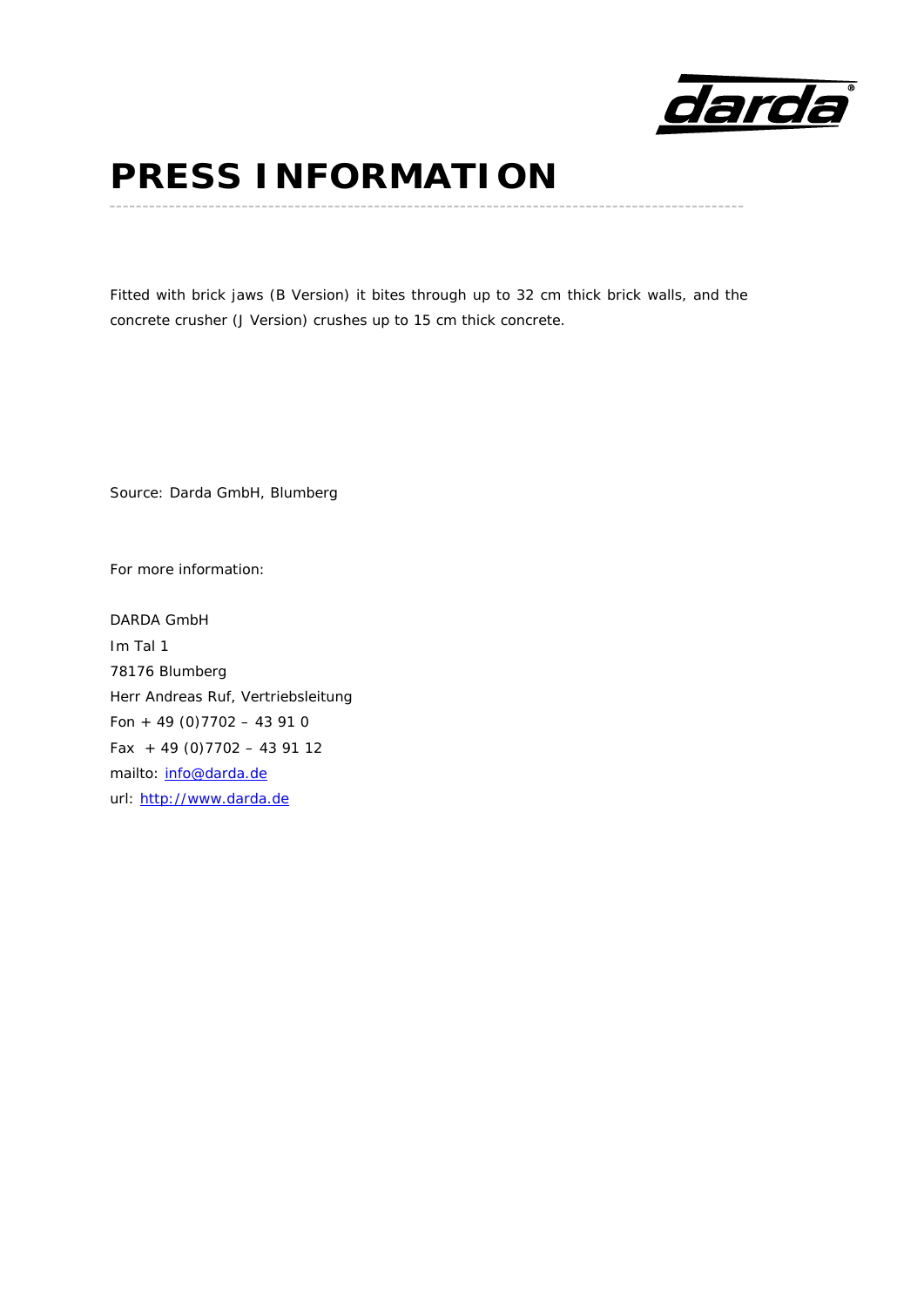# PRESS INFORMATION

Fitted with brick jaws (B Version) it bites through up to 32 cm thick brick walls, and the concrete crusher (J Version) crushes up to 15 cm thick concrete.

Source: Darda GmbH, Blumberg

For more information:

DARDA GmbH
Im Tal 1
78176 Blumberg
Herr Andreas Ruf, Vertriebsleitung
Fon + 49 (0)7702 – 43 91 0
Fax + 49 (0)7702 – 43 91 12
mailto: info@darda.de
url: http://www.darda.de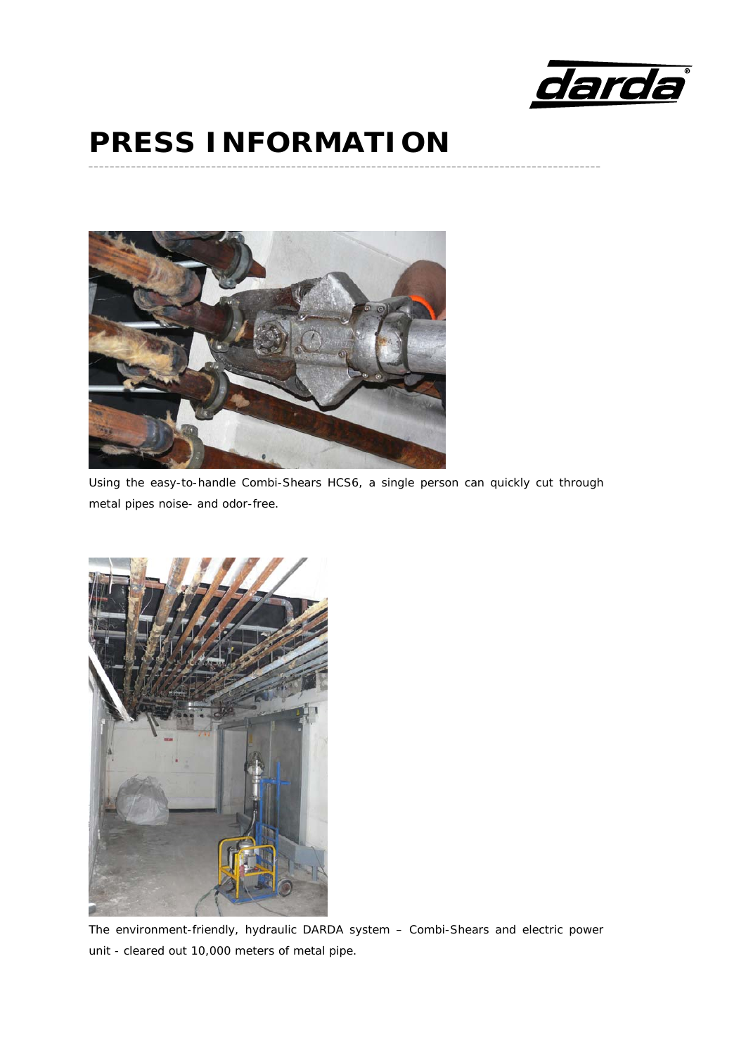# PRESS INFORMATION

Using the easy-to-handle Combi-Shears HCS6, a single person can quickly cut through metal pipes noise- and odor-free.

The environment-friendly, hydraulic DARDA system – Combi-Shears and electric power unit - cleared out 10,000 meters of metal pipe.